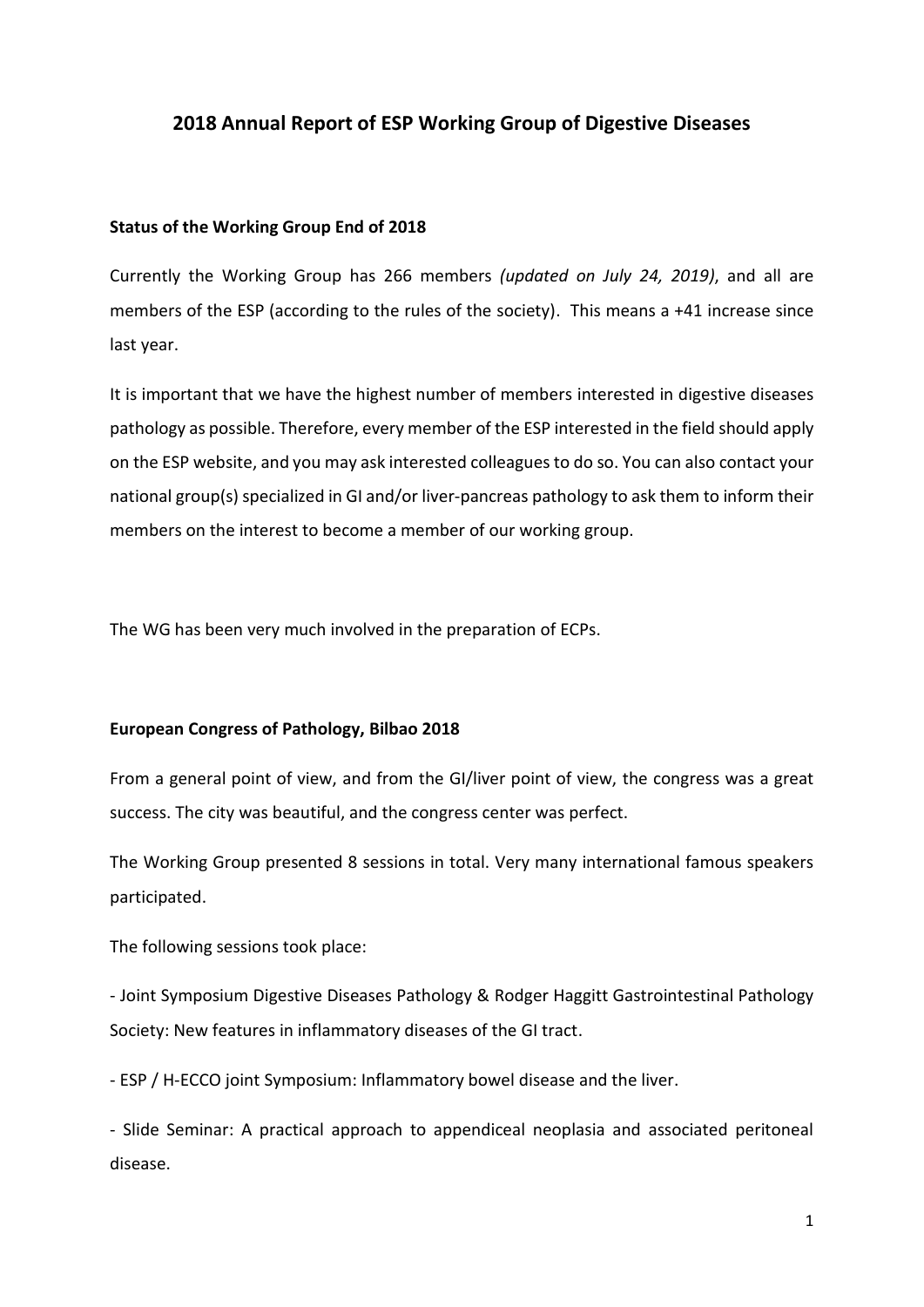# 2018 Annual Report of ESP Working Group of Digestive Diseases

**Status of the Working Group End of 2018**

Currently the Working Group has 266 members *(updated on July 24, 2019)*, and all are members of the ESP (according to the rules of the society). This means a +41 increase since last year.

It is important that we have the highest number of members interested in digestive diseases pathology as possible. Therefore, every member of the ESP interested in the field should apply on the ESP website, and you may ask interested colleagues to do so. You can also contact your national group(s) specialized in GI and/or liver-pancreas pathology to ask them to inform their members on the interest to become a member of our working group.

The WG has been very much involved in the preparation of ECPs.

**European Congress of Pathology, Bilbao 2018**

From a general point of view, and from the GI/liver point of view, the congress was a great success. The city was beautiful, and the congress center was perfect.

The Working Group presented 8 sessions in total. Very many international famous speakers participated.

The following sessions took place:

- Joint Symposium Digestive Diseases Pathology & Rodger Haggitt Gastrointestinal Pathology Society: New features in inflammatory diseases of the GI tract.

- ESP / H-ECCO joint Symposium: Inflammatory bowel disease and the liver.

- Slide Seminar: A practical approach to appendiceal neoplasia and associated peritoneal disease.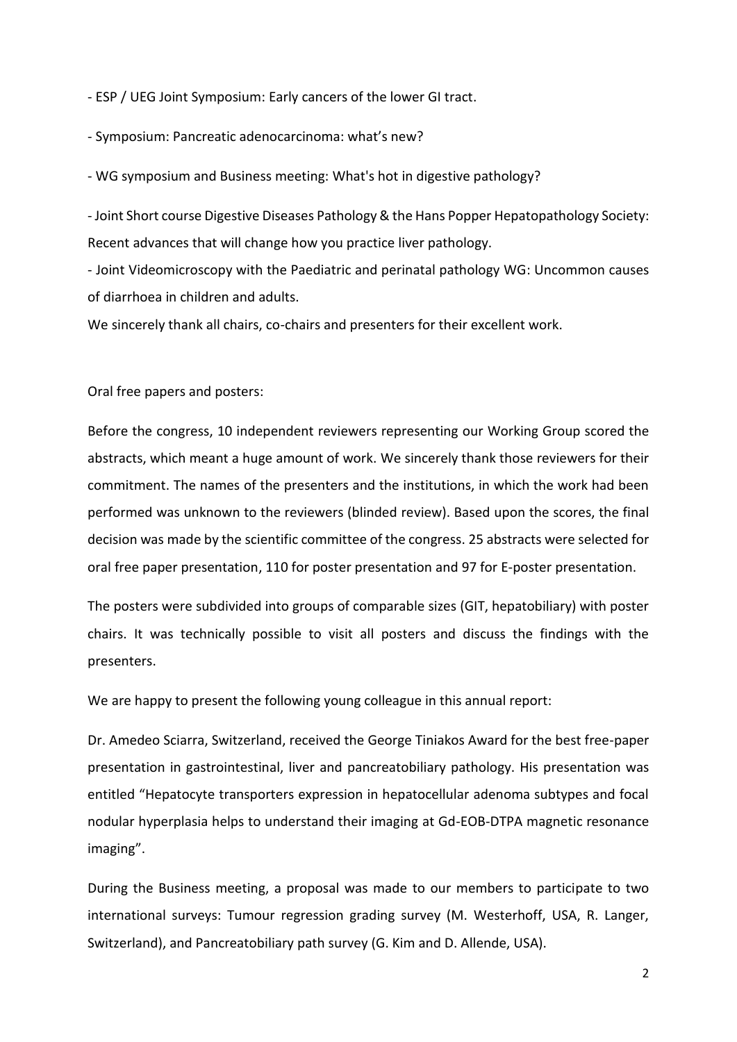- ESP / UEG Joint Symposium: Early cancers of the lower GI tract.

- Symposium: Pancreatic adenocarcinoma: what's new?

- WG symposium and Business meeting: What's hot in digestive pathology?

- Joint Short course Digestive Diseases Pathology & the Hans Popper Hepatopathology Society: Recent advances that will change how you practice liver pathology.

- Joint Videomicroscopy with the Paediatric and perinatal pathology WG: Uncommon causes of diarrhoea in children and adults.

We sincerely thank all chairs, co-chairs and presenters for their excellent work.

Oral free papers and posters:

Before the congress, 10 independent reviewers representing our Working Group scored the abstracts, which meant a huge amount of work. We sincerely thank those reviewers for their commitment. The names of the presenters and the institutions, in which the work had been performed was unknown to the reviewers (blinded review). Based upon the scores, the final decision was made by the scientific committee of the congress. 25 abstracts were selected for oral free paper presentation, 110 for poster presentation and 97 for E-poster presentation.

The posters were subdivided into groups of comparable sizes (GIT, hepatobiliary) with poster chairs. It was technically possible to visit all posters and discuss the findings with the presenters.

We are happy to present the following young colleague in this annual report:

Dr. Amedeo Sciarra, Switzerland, received the George Tiniakos Award for the best free-paper presentation in gastrointestinal, liver and pancreatobiliary pathology. His presentation was entitled "Hepatocyte transporters expression in hepatocellular adenoma subtypes and focal nodular hyperplasia helps to understand their imaging at Gd-EOB-DTPA magnetic resonance imaging".

During the Business meeting, a proposal was made to our members to participate to two international surveys: Tumour regression grading survey (M. Westerhoff, USA, R. Langer, Switzerland), and Pancreatobiliary path survey (G. Kim and D. Allende, USA).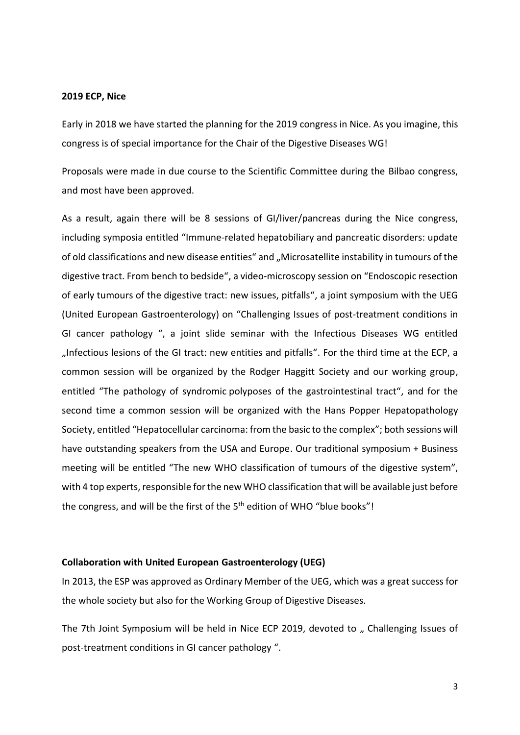**2019 ECP, Nice**

Early in 2018 we have started the planning for the 2019 congress in Nice. As you imagine, this congress is of special importance for the Chair of the Digestive Diseases WG!

Proposals were made in due course to the Scientific Committee during the Bilbao congress, and most have been approved.

As a result, again there will be 8 sessions of GI/liver/pancreas during the Nice congress, including symposia entitled "Immune-related hepatobiliary and pancreatic disorders: update of old classifications and new disease entities" and „Microsatellite instability in tumours of the digestive tract. From bench to bedside", a video-microscopy session on "Endoscopic resection of early tumours of the digestive tract: new issues, pitfalls", a joint symposium with the UEG (United European Gastroenterology) on "Challenging Issues of post-treatment conditions in GI cancer pathology ", a joint slide seminar with the Infectious Diseases WG entitled „Infectious lesions of the GI tract: new entities and pitfalls". For the third time at the ECP, a common session will be organized by the Rodger Haggitt Society and our working group, entitled "The pathology of syndromic polyposes of the gastrointestinal tract", and for the second time a common session will be organized with the Hans Popper Hepatopathology Society, entitled "Hepatocellular carcinoma: from the basic to the complex"; both sessions will have outstanding speakers from the USA and Europe. Our traditional symposium + Business meeting will be entitled "The new WHO classification of tumours of the digestive system", with 4 top experts, responsible for the new WHO classification that will be available just before the congress, and will be the first of the 5th edition of WHO "blue books"!

**Collaboration with United European Gastroenterology (UEG)**

In 2013, the ESP was approved as Ordinary Member of the UEG, which was a great success for the whole society but also for the Working Group of Digestive Diseases.

The 7th Joint Symposium will be held in Nice ECP 2019, devoted to „ Challenging Issues of post-treatment conditions in GI cancer pathology ".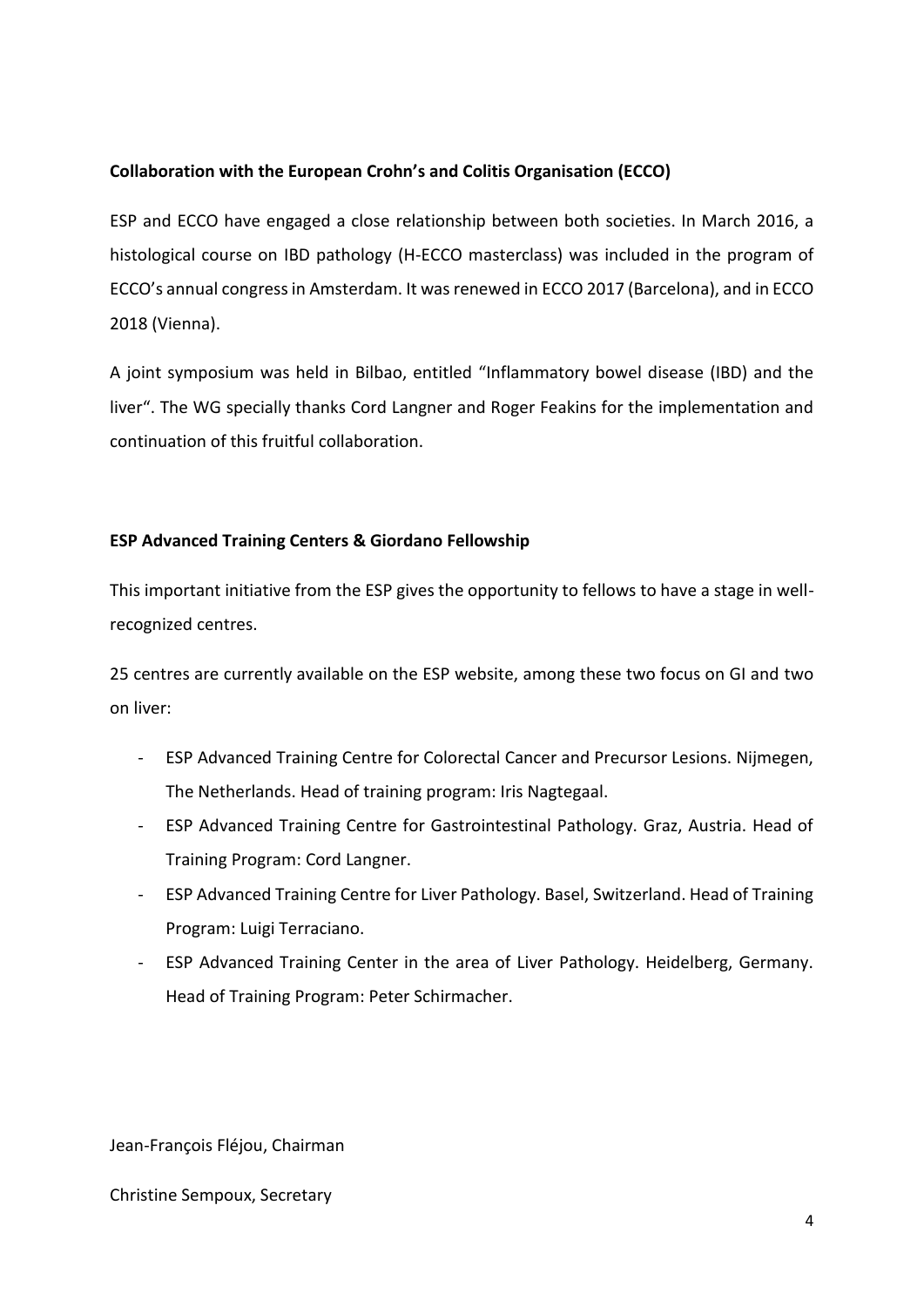**Collaboration with the European Crohn's and Colitis Organisation (ECCO)**

ESP and ECCO have engaged a close relationship between both societies. In March 2016, a histological course on IBD pathology (H-ECCO masterclass) was included in the program of ECCO's annual congress in Amsterdam. It was renewed in ECCO 2017 (Barcelona), and in ECCO 2018 (Vienna).

A joint symposium was held in Bilbao, entitled "Inflammatory bowel disease (IBD) and the liver". The WG specially thanks Cord Langner and Roger Feakins for the implementation and continuation of this fruitful collaboration.

**ESP Advanced Training Centers & Giordano Fellowship**

This important initiative from the ESP gives the opportunity to fellows to have a stage in well-recognized centres.

25 centres are currently available on the ESP website, among these two focus on GI and two on liver:

- ESP Advanced Training Centre for Colorectal Cancer and Precursor Lesions. Nijmegen, The Netherlands. Head of training program: Iris Nagtegaal.
- ESP Advanced Training Centre for Gastrointestinal Pathology. Graz, Austria. Head of Training Program: Cord Langner.
- ESP Advanced Training Centre for Liver Pathology. Basel, Switzerland. Head of Training Program: Luigi Terraciano.
- ESP Advanced Training Center in the area of Liver Pathology. Heidelberg, Germany. Head of Training Program: Peter Schirmacher.

Jean-François Fléjou, Chairman

Christine Sempoux, Secretary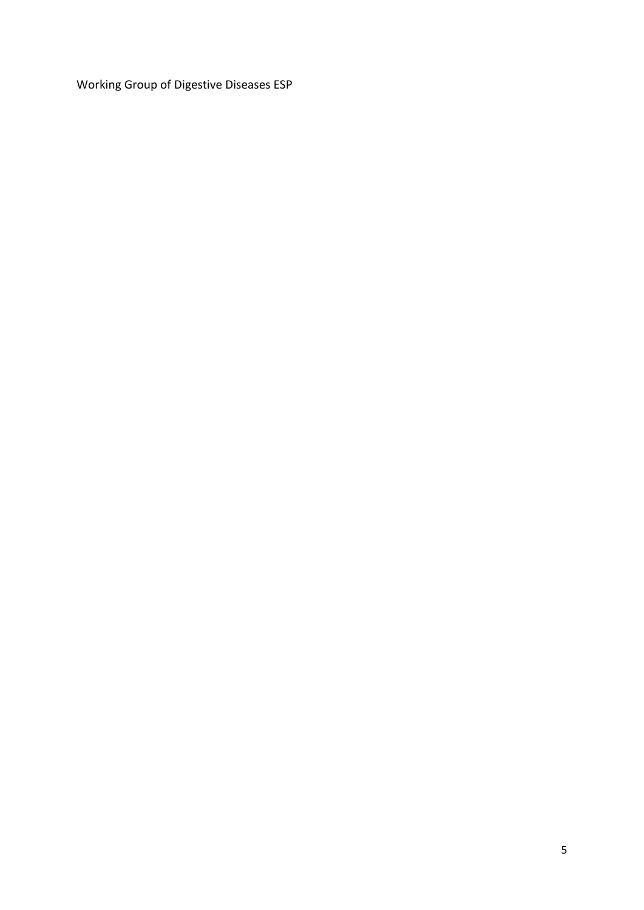Working Group of Digestive Diseases ESP